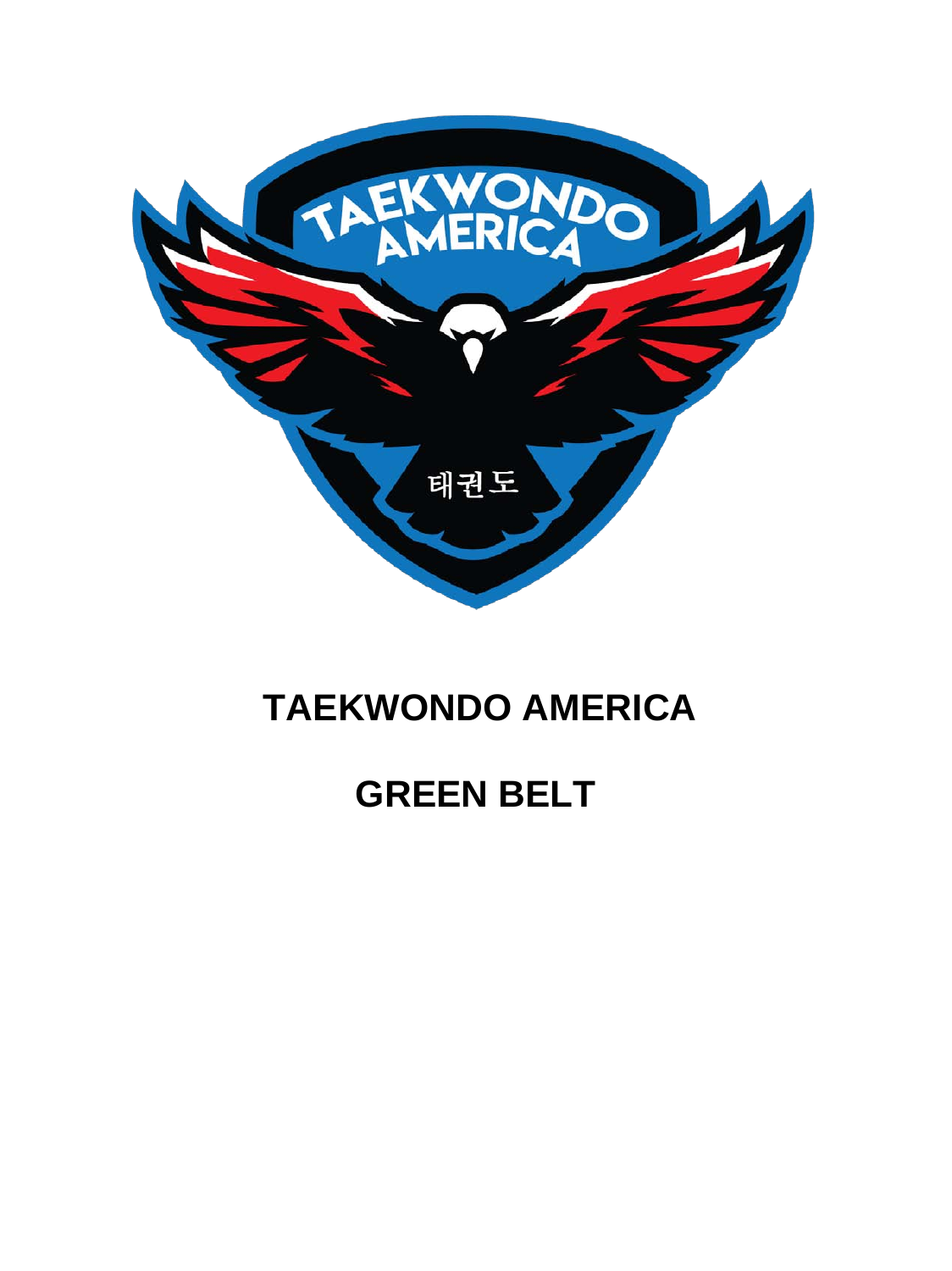# TAEKWONDO AMERICA

# GREEN BELT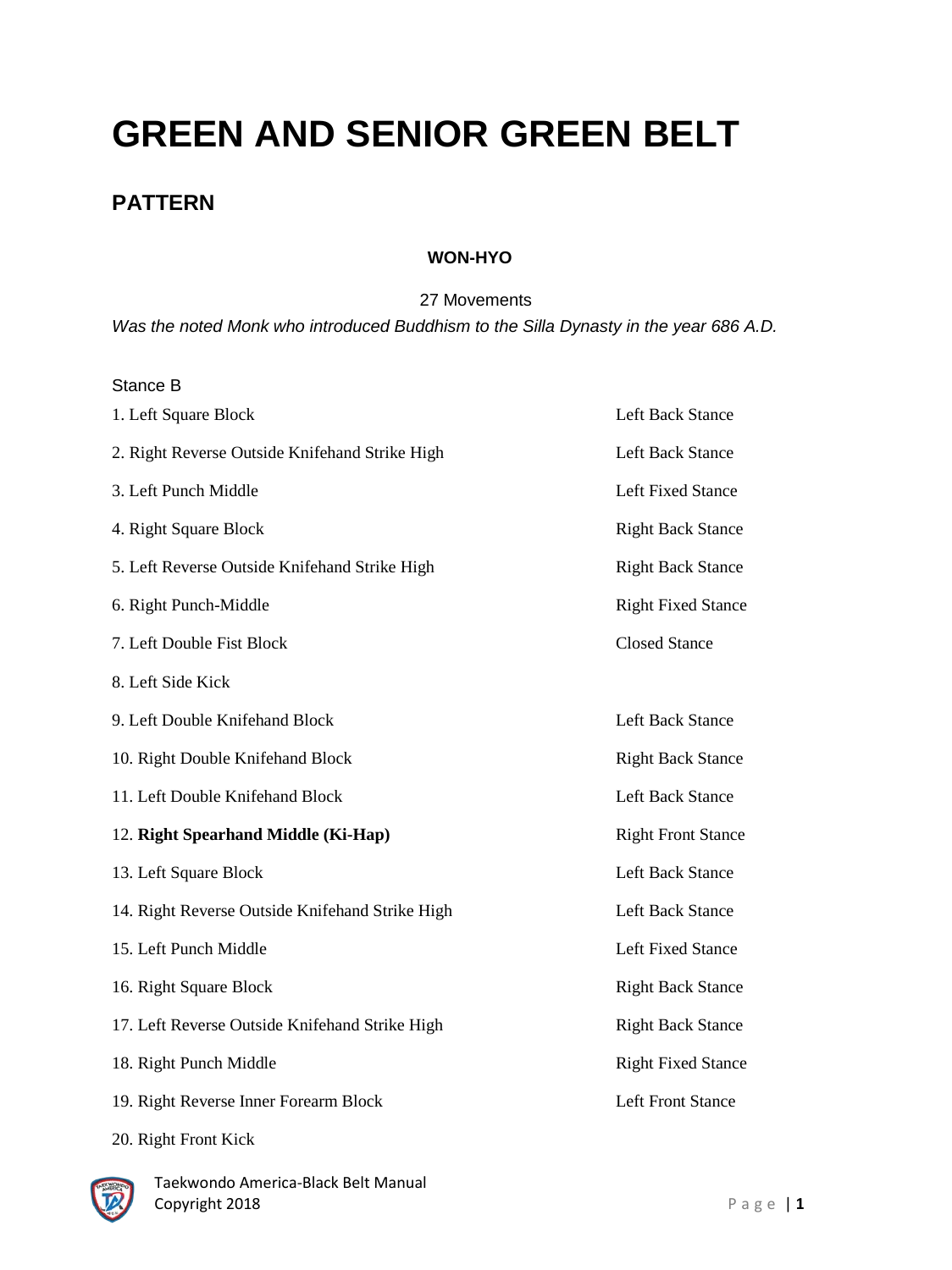# GREEN AND SENIOR GREEN BELT

## PATTERN

**WON-HYO**

27 Movements

*Was the noted Monk who introduced Buddhism to the Silla Dynasty in the year 686 A.D.*

Stance B

| | |
|---|---|
| 1. Left Square Block | Left Back Stance |
| 2. Right Reverse Outside Knifehand Strike High | Left Back Stance |
| 3. Left Punch Middle | Left Fixed Stance |
| 4. Right Square Block | Right Back Stance |
| 5. Left Reverse Outside Knifehand Strike High | Right Back Stance |
| 6. Right Punch-Middle | Right Fixed Stance |
| 7. Left Double Fist Block | Closed Stance |
| 8. Left Side Kick | |
| 9. Left Double Knifehand Block | Left Back Stance |
| 10. Right Double Knifehand Block | Right Back Stance |
| 11. Left Double Knifehand Block | Left Back Stance |
| 12. **Right Spearhand Middle (Ki-Hap)** | Right Front Stance |
| 13. Left Square Block | Left Back Stance |
| 14. Right Reverse Outside Knifehand Strike High | Left Back Stance |
| 15. Left Punch Middle | Left Fixed Stance |
| 16. Right Square Block | Right Back Stance |
| 17. Left Reverse Outside Knifehand Strike High | Right Back Stance |
| 18. Right Punch Middle | Right Fixed Stance |
| 19. Right Reverse Inner Forearm Block | Left Front Stance |
| 20. Right Front Kick | |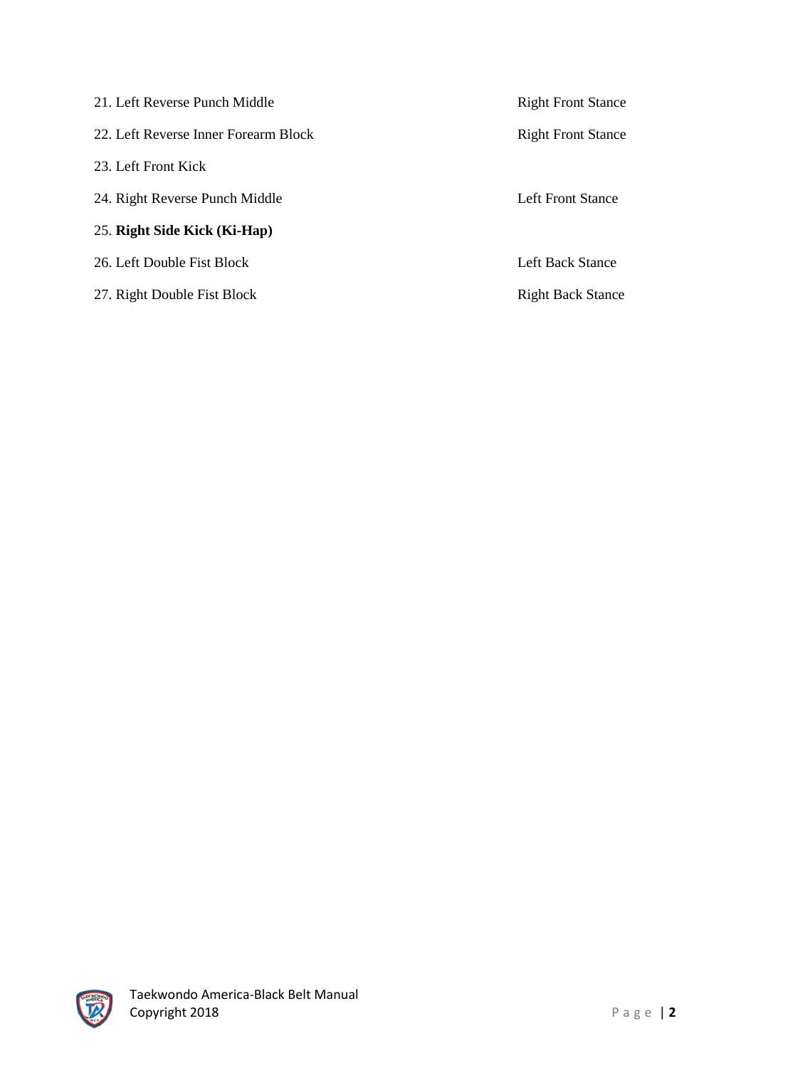| | |
|---|---|
| 21. Left Reverse Punch Middle | Right Front Stance |
| 22. Left Reverse Inner Forearm Block | Right Front Stance |
| 23. Left Front Kick | |
| 24. Right Reverse Punch Middle | Left Front Stance |
| 25. **Right Side Kick (Ki-Hap)** | |
| 26. Left Double Fist Block | Left Back Stance |
| 27. Right Double Fist Block | Right Back Stance |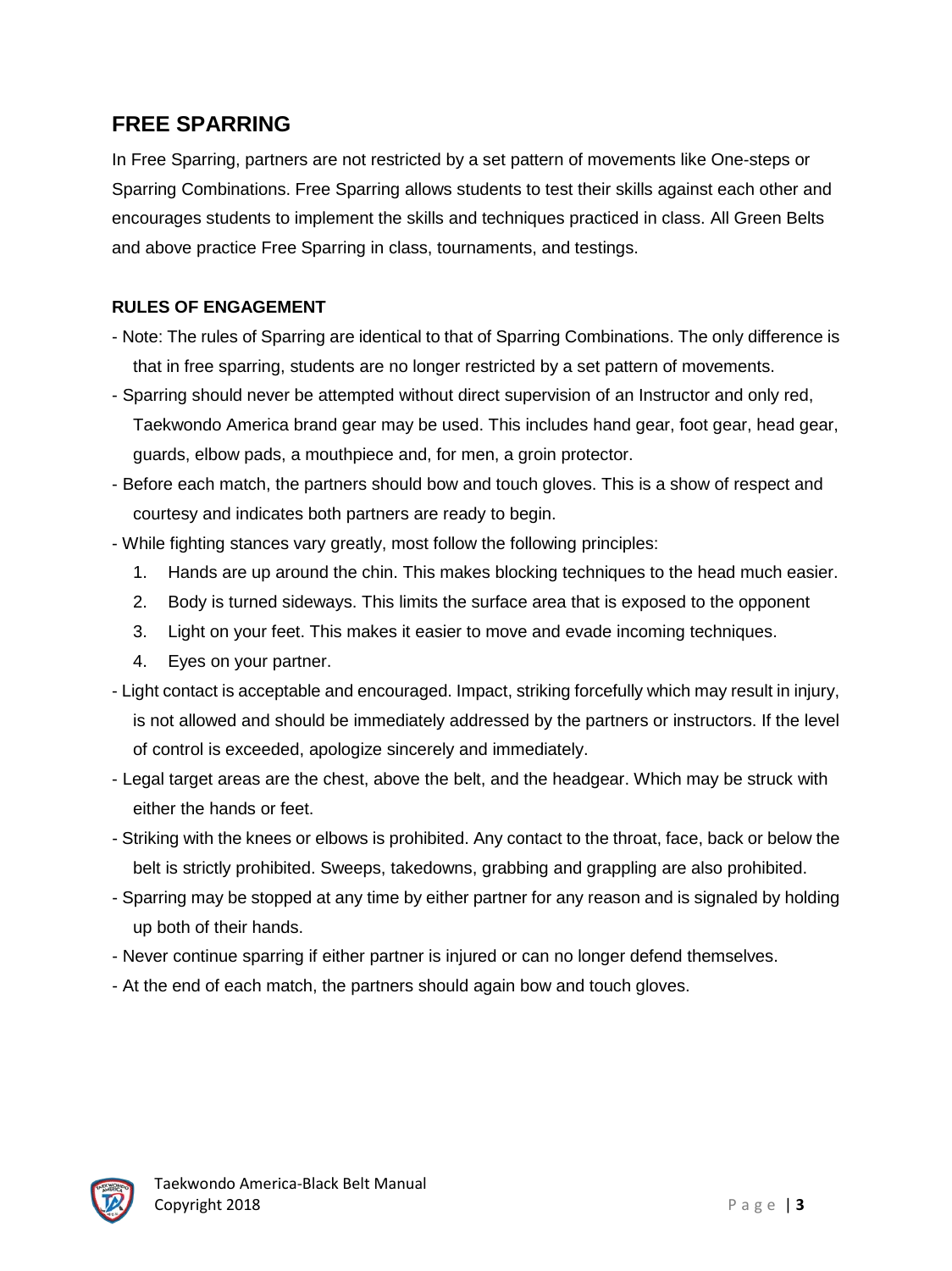## FREE SPARRING

In Free Sparring, partners are not restricted by a set pattern of movements like One-steps or Sparring Combinations. Free Sparring allows students to test their skills against each other and encourages students to implement the skills and techniques practiced in class. All Green Belts and above practice Free Sparring in class, tournaments, and testings.

### RULES OF ENGAGEMENT

- Note: The rules of Sparring are identical to that of Sparring Combinations. The only difference is that in free sparring, students are no longer restricted by a set pattern of movements.
- Sparring should never be attempted without direct supervision of an Instructor and only red, Taekwondo America brand gear may be used. This includes hand gear, foot gear, head gear, guards, elbow pads, a mouthpiece and, for men, a groin protector.
- Before each match, the partners should bow and touch gloves. This is a show of respect and courtesy and indicates both partners are ready to begin.
- While fighting stances vary greatly, most follow the following principles:
  1. Hands are up around the chin. This makes blocking techniques to the head much easier.
  2. Body is turned sideways. This limits the surface area that is exposed to the opponent
  3. Light on your feet. This makes it easier to move and evade incoming techniques.
  4. Eyes on your partner.
- Light contact is acceptable and encouraged. Impact, striking forcefully which may result in injury, is not allowed and should be immediately addressed by the partners or instructors. If the level of control is exceeded, apologize sincerely and immediately.
- Legal target areas are the chest, above the belt, and the headgear. Which may be struck with either the hands or feet.
- Striking with the knees or elbows is prohibited. Any contact to the throat, face, back or below the belt is strictly prohibited. Sweeps, takedowns, grabbing and grappling are also prohibited.
- Sparring may be stopped at any time by either partner for any reason and is signaled by holding up both of their hands.
- Never continue sparring if either partner is injured or can no longer defend themselves.
- At the end of each match, the partners should again bow and touch gloves.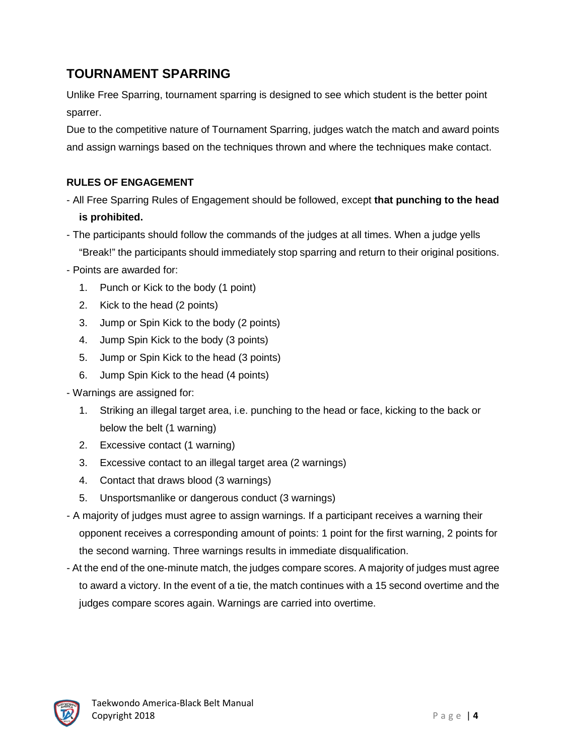## TOURNAMENT SPARRING

Unlike Free Sparring, tournament sparring is designed to see which student is the better point sparrer.

Due to the competitive nature of Tournament Sparring, judges watch the match and award points and assign warnings based on the techniques thrown and where the techniques make contact.

### RULES OF ENGAGEMENT

- All Free Sparring Rules of Engagement should be followed, except **that punching to the head is prohibited.**
- The participants should follow the commands of the judges at all times. When a judge yells "Break!" the participants should immediately stop sparring and return to their original positions.
- Points are awarded for:
  1. Punch or Kick to the body (1 point)
  2. Kick to the head (2 points)
  3. Jump or Spin Kick to the body (2 points)
  4. Jump Spin Kick to the body (3 points)
  5. Jump or Spin Kick to the head (3 points)
  6. Jump Spin Kick to the head (4 points)
- Warnings are assigned for:
  1. Striking an illegal target area, i.e. punching to the head or face, kicking to the back or below the belt (1 warning)
  2. Excessive contact (1 warning)
  3. Excessive contact to an illegal target area (2 warnings)
  4. Contact that draws blood (3 warnings)
  5. Unsportsmanlike or dangerous conduct (3 warnings)
- A majority of judges must agree to assign warnings. If a participant receives a warning their opponent receives a corresponding amount of points: 1 point for the first warning, 2 points for the second warning. Three warnings results in immediate disqualification.
- At the end of the one-minute match, the judges compare scores. A majority of judges must agree to award a victory. In the event of a tie, the match continues with a 15 second overtime and the judges compare scores again. Warnings are carried into overtime.